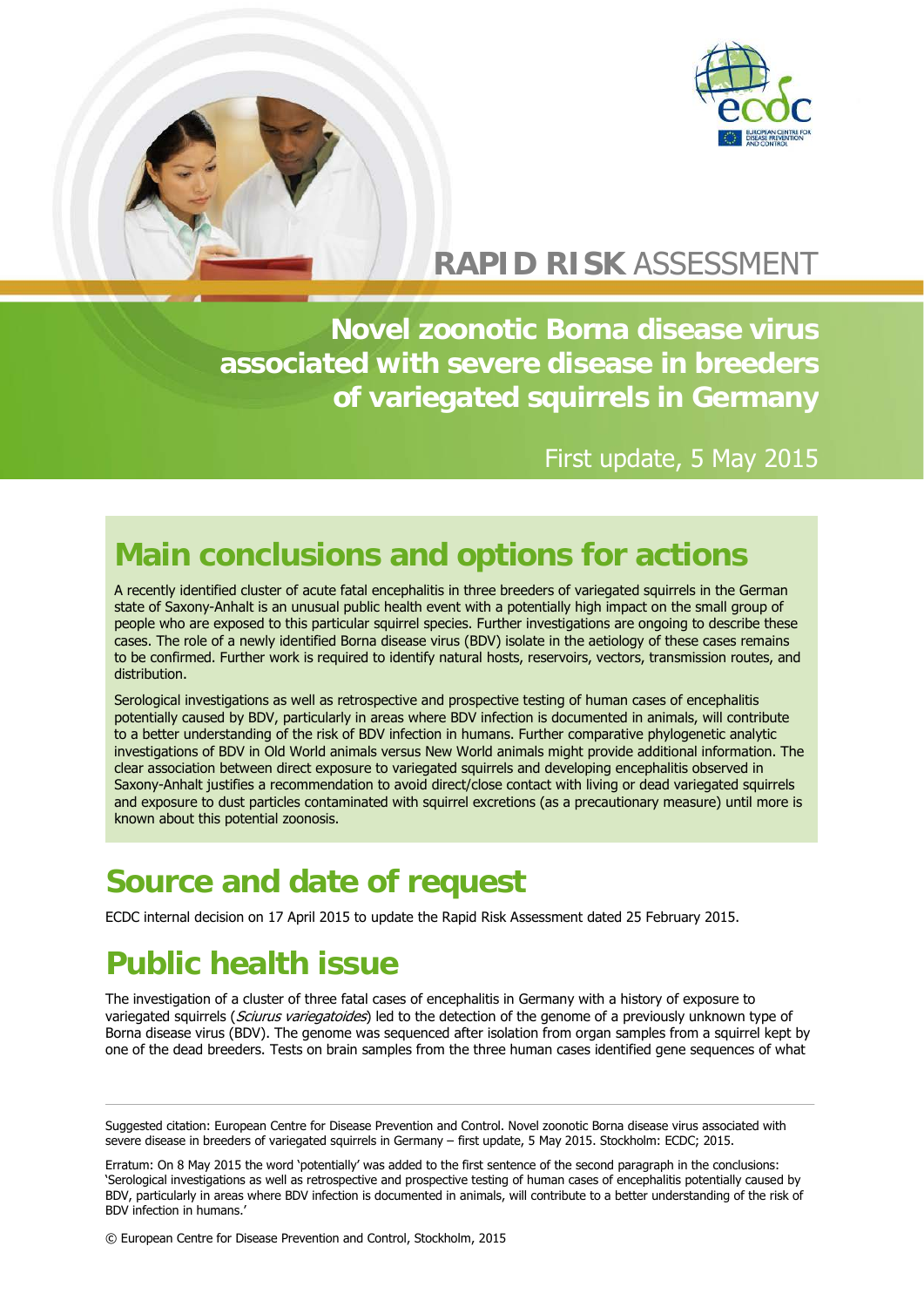# RAPID RISK ASSESSMENT

# Novel zoonotic Borna disease virus associated with severe disease in breeders of variegated squirrels in Germany

First update, 5 May 2015

## Main conclusions and options for actions

A recently identified cluster of acute fatal encephalitis in three breeders of variegated squirrels in the German state of Saxony-Anhalt is an unusual public health event with a potentially high impact on the small group of people who are exposed to this particular squirrel species. Further investigations are ongoing to describe these cases. The role of a newly identified Borna disease virus (BDV) isolate in the aetiology of these cases remains to be confirmed. Further work is required to identify natural hosts, reservoirs, vectors, transmission routes, and distribution.

Serological investigations as well as retrospective and prospective testing of human cases of encephalitis potentially caused by BDV, particularly in areas where BDV infection is documented in animals, will contribute to a better understanding of the risk of BDV infection in humans. Further comparative phylogenetic analytic investigations of BDV in Old World animals versus New World animals might provide additional information. The clear association between direct exposure to variegated squirrels and developing encephalitis observed in Saxony-Anhalt justifies a recommendation to avoid direct/close contact with living or dead variegated squirrels and exposure to dust particles contaminated with squirrel excretions (as a precautionary measure) until more is known about this potential zoonosis.

## Source and date of request

ECDC internal decision on 17 April 2015 to update the Rapid Risk Assessment dated 25 February 2015.

## Public health issue

The investigation of a cluster of three fatal cases of encephalitis in Germany with a history of exposure to variegated squirrels (*Sciurus variegatoides*) led to the detection of the genome of a previously unknown type of Borna disease virus (BDV). The genome was sequenced after isolation from organ samples from a squirrel kept by one of the dead breeders. Tests on brain samples from the three human cases identified gene sequences of what

---

Suggested citation: European Centre for Disease Prevention and Control. Novel zoonotic Borna disease virus associated with severe disease in breeders of variegated squirrels in Germany – first update, 5 May 2015. Stockholm: ECDC; 2015.

Erratum: On 8 May 2015 the word 'potentially' was added to the first sentence of the second paragraph in the conclusions: 'Serological investigations as well as retrospective and prospective testing of human cases of encephalitis potentially caused by BDV, particularly in areas where BDV infection is documented in animals, will contribute to a better understanding of the risk of BDV infection in humans.'

© European Centre for Disease Prevention and Control, Stockholm, 2015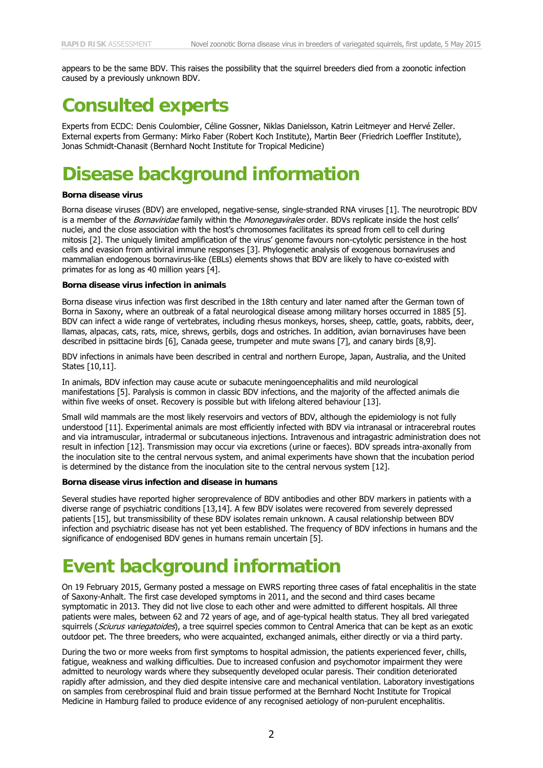appears to be the same BDV. This raises the possibility that the squirrel breeders died from a zoonotic infection caused by a previously unknown BDV.

# Consulted experts

Experts from ECDC: Denis Coulombier, Céline Gossner, Niklas Danielsson, Katrin Leitmeyer and Hervé Zeller. External experts from Germany: Mirko Faber (Robert Koch Institute), Martin Beer (Friedrich Loeffler Institute), Jonas Schmidt-Chanasit (Bernhard Nocht Institute for Tropical Medicine)

# Disease background information

**Borna disease virus**

Borna disease viruses (BDV) are enveloped, negative-sense, single-stranded RNA viruses [1]. The neurotropic BDV is a member of the *Bornaviridae* family within the *Mononegavirales* order. BDVs replicate inside the host cells' nuclei, and the close association with the host's chromosomes facilitates its spread from cell to cell during mitosis [2]. The uniquely limited amplification of the virus' genome favours non-cytolytic persistence in the host cells and evasion from antiviral immune responses [3]. Phylogenetic analysis of exogenous bornaviruses and mammalian endogenous bornavirus-like (EBLs) elements shows that BDV are likely to have co-existed with primates for as long as 40 million years [4].

**Borna disease virus infection in animals**

Borna disease virus infection was first described in the 18th century and later named after the German town of Borna in Saxony, where an outbreak of a fatal neurological disease among military horses occurred in 1885 [5]. BDV can infect a wide range of vertebrates, including rhesus monkeys, horses, sheep, cattle, goats, rabbits, deer, llamas, alpacas, cats, rats, mice, shrews, gerbils, dogs and ostriches. In addition, avian bornaviruses have been described in psittacine birds [6], Canada geese, trumpeter and mute swans [7], and canary birds [8,9].

BDV infections in animals have been described in central and northern Europe, Japan, Australia, and the United States [10,11].

In animals, BDV infection may cause acute or subacute meningoencephalitis and mild neurological manifestations [5]. Paralysis is common in classic BDV infections, and the majority of the affected animals die within five weeks of onset. Recovery is possible but with lifelong altered behaviour [13].

Small wild mammals are the most likely reservoirs and vectors of BDV, although the epidemiology is not fully understood [11]. Experimental animals are most efficiently infected with BDV via intranasal or intracerebral routes and via intramuscular, intradermal or subcutaneous injections. Intravenous and intragastric administration does not result in infection [12]. Transmission may occur via excretions (urine or faeces). BDV spreads intra-axonally from the inoculation site to the central nervous system, and animal experiments have shown that the incubation period is determined by the distance from the inoculation site to the central nervous system [12].

**Borna disease virus infection and disease in humans**

Several studies have reported higher seroprevalence of BDV antibodies and other BDV markers in patients with a diverse range of psychiatric conditions [13,14]. A few BDV isolates were recovered from severely depressed patients [15], but transmissibility of these BDV isolates remain unknown. A causal relationship between BDV infection and psychiatric disease has not yet been established. The frequency of BDV infections in humans and the significance of endogenised BDV genes in humans remain uncertain [5].

# Event background information

On 19 February 2015, Germany posted a message on EWRS reporting three cases of fatal encephalitis in the state of Saxony-Anhalt. The first case developed symptoms in 2011, and the second and third cases became symptomatic in 2013. They did not live close to each other and were admitted to different hospitals. All three patients were males, between 62 and 72 years of age, and of age-typical health status. They all bred variegated squirrels (*Sciurus variegatoides*), a tree squirrel species common to Central America that can be kept as an exotic outdoor pet. The three breeders, who were acquainted, exchanged animals, either directly or via a third party.

During the two or more weeks from first symptoms to hospital admission, the patients experienced fever, chills, fatigue, weakness and walking difficulties. Due to increased confusion and psychomotor impairment they were admitted to neurology wards where they subsequently developed ocular paresis. Their condition deteriorated rapidly after admission, and they died despite intensive care and mechanical ventilation. Laboratory investigations on samples from cerebrospinal fluid and brain tissue performed at the Bernhard Nocht Institute for Tropical Medicine in Hamburg failed to produce evidence of any recognised aetiology of non-purulent encephalitis.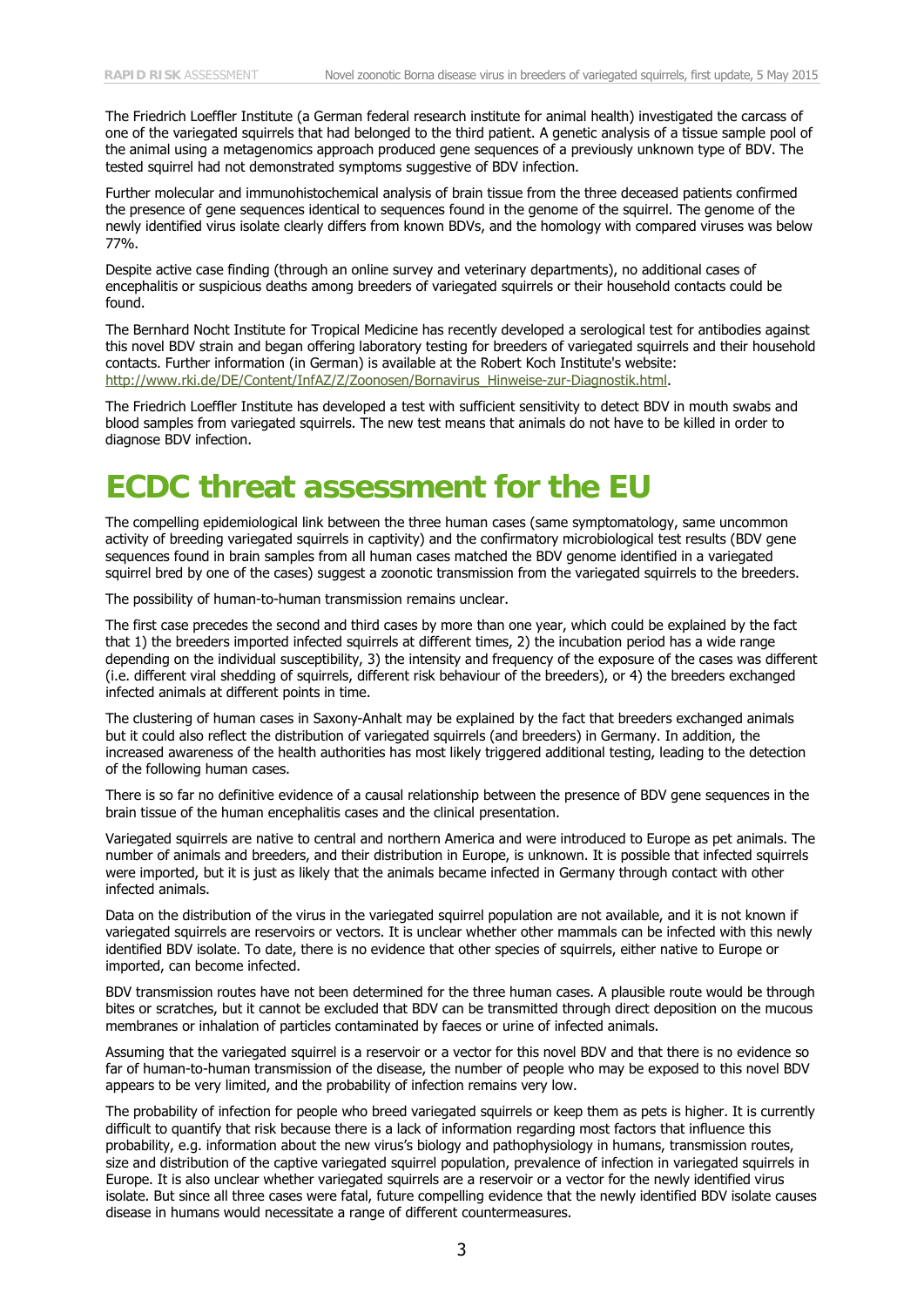The Friedrich Loeffler Institute (a German federal research institute for animal health) investigated the carcass of one of the variegated squirrels that had belonged to the third patient. A genetic analysis of a tissue sample pool of the animal using a metagenomics approach produced gene sequences of a previously unknown type of BDV. The tested squirrel had not demonstrated symptoms suggestive of BDV infection.

Further molecular and immunohistochemical analysis of brain tissue from the three deceased patients confirmed the presence of gene sequences identical to sequences found in the genome of the squirrel. The genome of the newly identified virus isolate clearly differs from known BDVs, and the homology with compared viruses was below 77%.

Despite active case finding (through an online survey and veterinary departments), no additional cases of encephalitis or suspicious deaths among breeders of variegated squirrels or their household contacts could be found.

The Bernhard Nocht Institute for Tropical Medicine has recently developed a serological test for antibodies against this novel BDV strain and began offering laboratory testing for breeders of variegated squirrels and their household contacts. Further information (in German) is available at the Robert Koch Institute's website: http://www.rki.de/DE/Content/InfAZ/Z/Zoonosen/Bornavirus_Hinweise-zur-Diagnostik.html.

The Friedrich Loeffler Institute has developed a test with sufficient sensitivity to detect BDV in mouth swabs and blood samples from variegated squirrels. The new test means that animals do not have to be killed in order to diagnose BDV infection.

# ECDC threat assessment for the EU

The compelling epidemiological link between the three human cases (same symptomatology, same uncommon activity of breeding variegated squirrels in captivity) and the confirmatory microbiological test results (BDV gene sequences found in brain samples from all human cases matched the BDV genome identified in a variegated squirrel bred by one of the cases) suggest a zoonotic transmission from the variegated squirrels to the breeders.

The possibility of human-to-human transmission remains unclear.

The first case precedes the second and third cases by more than one year, which could be explained by the fact that 1) the breeders imported infected squirrels at different times, 2) the incubation period has a wide range depending on the individual susceptibility, 3) the intensity and frequency of the exposure of the cases was different (i.e. different viral shedding of squirrels, different risk behaviour of the breeders), or 4) the breeders exchanged infected animals at different points in time.

The clustering of human cases in Saxony-Anhalt may be explained by the fact that breeders exchanged animals but it could also reflect the distribution of variegated squirrels (and breeders) in Germany. In addition, the increased awareness of the health authorities has most likely triggered additional testing, leading to the detection of the following human cases.

There is so far no definitive evidence of a causal relationship between the presence of BDV gene sequences in the brain tissue of the human encephalitis cases and the clinical presentation.

Variegated squirrels are native to central and northern America and were introduced to Europe as pet animals. The number of animals and breeders, and their distribution in Europe, is unknown. It is possible that infected squirrels were imported, but it is just as likely that the animals became infected in Germany through contact with other infected animals.

Data on the distribution of the virus in the variegated squirrel population are not available, and it is not known if variegated squirrels are reservoirs or vectors. It is unclear whether other mammals can be infected with this newly identified BDV isolate. To date, there is no evidence that other species of squirrels, either native to Europe or imported, can become infected.

BDV transmission routes have not been determined for the three human cases. A plausible route would be through bites or scratches, but it cannot be excluded that BDV can be transmitted through direct deposition on the mucous membranes or inhalation of particles contaminated by faeces or urine of infected animals.

Assuming that the variegated squirrel is a reservoir or a vector for this novel BDV and that there is no evidence so far of human-to-human transmission of the disease, the number of people who may be exposed to this novel BDV appears to be very limited, and the probability of infection remains very low.

The probability of infection for people who breed variegated squirrels or keep them as pets is higher. It is currently difficult to quantify that risk because there is a lack of information regarding most factors that influence this probability, e.g. information about the new virus's biology and pathophysiology in humans, transmission routes, size and distribution of the captive variegated squirrel population, prevalence of infection in variegated squirrels in Europe. It is also unclear whether variegated squirrels are a reservoir or a vector for the newly identified virus isolate. But since all three cases were fatal, future compelling evidence that the newly identified BDV isolate causes disease in humans would necessitate a range of different countermeasures.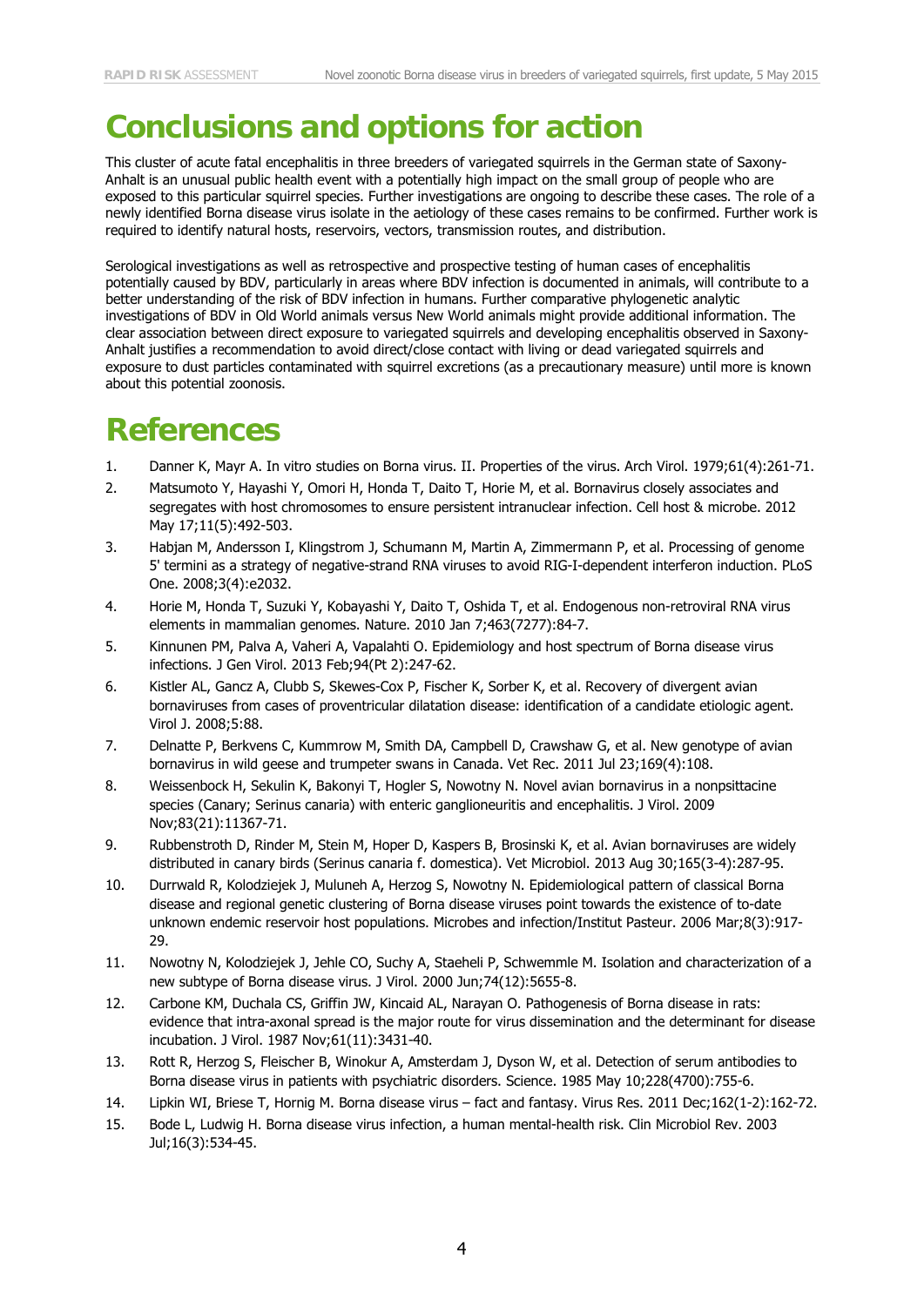# Conclusions and options for action

This cluster of acute fatal encephalitis in three breeders of variegated squirrels in the German state of Saxony-Anhalt is an unusual public health event with a potentially high impact on the small group of people who are exposed to this particular squirrel species. Further investigations are ongoing to describe these cases. The role of a newly identified Borna disease virus isolate in the aetiology of these cases remains to be confirmed. Further work is required to identify natural hosts, reservoirs, vectors, transmission routes, and distribution.

Serological investigations as well as retrospective and prospective testing of human cases of encephalitis potentially caused by BDV, particularly in areas where BDV infection is documented in animals, will contribute to a better understanding of the risk of BDV infection in humans. Further comparative phylogenetic analytic investigations of BDV in Old World animals versus New World animals might provide additional information. The clear association between direct exposure to variegated squirrels and developing encephalitis observed in Saxony-Anhalt justifies a recommendation to avoid direct/close contact with living or dead variegated squirrels and exposure to dust particles contaminated with squirrel excretions (as a precautionary measure) until more is known about this potential zoonosis.

# References

1. Danner K, Mayr A. In vitro studies on Borna virus. II. Properties of the virus. Arch Virol. 1979;61(4):261-71.
2. Matsumoto Y, Hayashi Y, Omori H, Honda T, Daito T, Horie M, et al. Bornavirus closely associates and segregates with host chromosomes to ensure persistent intranuclear infection. Cell host & microbe. 2012 May 17;11(5):492-503.
3. Habjan M, Andersson I, Klingstrom J, Schumann M, Martin A, Zimmermann P, et al. Processing of genome 5' termini as a strategy of negative-strand RNA viruses to avoid RIG-I-dependent interferon induction. PLoS One. 2008;3(4):e2032.
4. Horie M, Honda T, Suzuki Y, Kobayashi Y, Daito T, Oshida T, et al. Endogenous non-retroviral RNA virus elements in mammalian genomes. Nature. 2010 Jan 7;463(7277):84-7.
5. Kinnunen PM, Palva A, Vaheri A, Vapalahti O. Epidemiology and host spectrum of Borna disease virus infections. J Gen Virol. 2013 Feb;94(Pt 2):247-62.
6. Kistler AL, Gancz A, Clubb S, Skewes-Cox P, Fischer K, Sorber K, et al. Recovery of divergent avian bornaviruses from cases of proventricular dilatation disease: identification of a candidate etiologic agent. Virol J. 2008;5:88.
7. Delnatte P, Berkvens C, Kummrow M, Smith DA, Campbell D, Crawshaw G, et al. New genotype of avian bornavirus in wild geese and trumpeter swans in Canada. Vet Rec. 2011 Jul 23;169(4):108.
8. Weissenbock H, Sekulin K, Bakonyi T, Hogler S, Nowotny N. Novel avian bornavirus in a nonpsittacine species (Canary; Serinus canaria) with enteric ganglioneuritis and encephalitis. J Virol. 2009 Nov;83(21):11367-71.
9. Rubbenstroth D, Rinder M, Stein M, Hoper D, Kaspers B, Brosinski K, et al. Avian bornaviruses are widely distributed in canary birds (Serinus canaria f. domestica). Vet Microbiol. 2013 Aug 30;165(3-4):287-95.
10. Durrwald R, Kolodziejek J, Muluneh A, Herzog S, Nowotny N. Epidemiological pattern of classical Borna disease and regional genetic clustering of Borna disease viruses point towards the existence of to-date unknown endemic reservoir host populations. Microbes and infection/Institut Pasteur. 2006 Mar;8(3):917-29.
11. Nowotny N, Kolodziejek J, Jehle CO, Suchy A, Staeheli P, Schwemmle M. Isolation and characterization of a new subtype of Borna disease virus. J Virol. 2000 Jun;74(12):5655-8.
12. Carbone KM, Duchala CS, Griffin JW, Kincaid AL, Narayan O. Pathogenesis of Borna disease in rats: evidence that intra-axonal spread is the major route for virus dissemination and the determinant for disease incubation. J Virol. 1987 Nov;61(11):3431-40.
13. Rott R, Herzog S, Fleischer B, Winokur A, Amsterdam J, Dyson W, et al. Detection of serum antibodies to Borna disease virus in patients with psychiatric disorders. Science. 1985 May 10;228(4700):755-6.
14. Lipkin WI, Briese T, Hornig M. Borna disease virus – fact and fantasy. Virus Res. 2011 Dec;162(1-2):162-72.
15. Bode L, Ludwig H. Borna disease virus infection, a human mental-health risk. Clin Microbiol Rev. 2003 Jul;16(3):534-45.